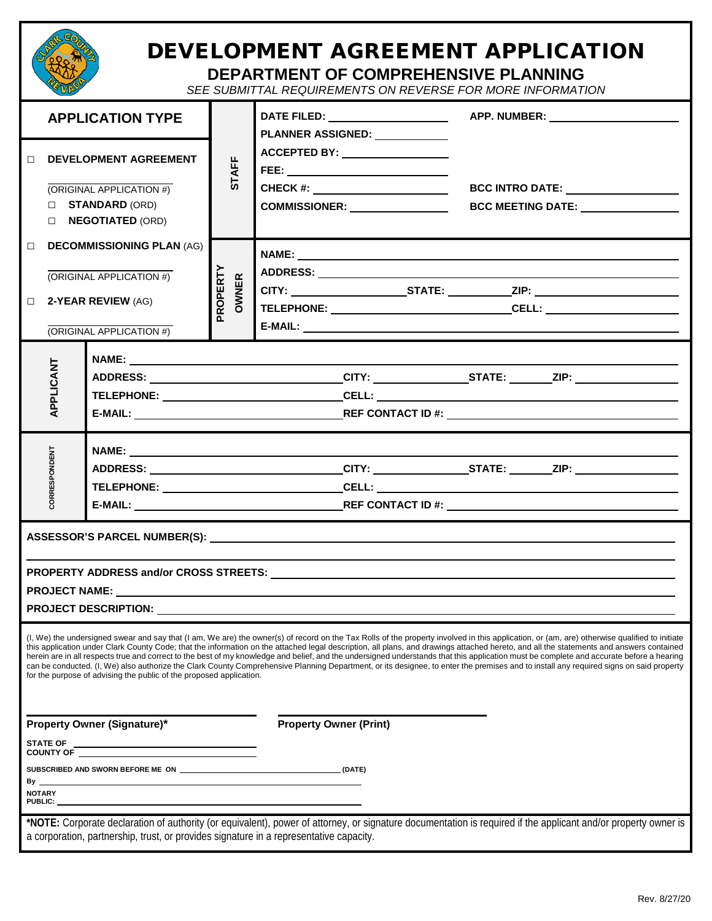# DEVELOPMENT AGREEMENT APPLICATION

## DEPARTMENT OF COMPREHENSIVE PLANNING

*SEE SUBMITTAL REQUIREMENTS ON REVERSE FOR MORE INFORMATION*

| APPLICATION TYPE | | |
|---|---|---|
| ☐ **DEVELOPMENT AGREEMENT**<br><br>\_\_\_\_\_\_\_\_\_\_\_\_\_\_\_\_\_\_<br>(ORIGINAL APPLICATION #)<br>☐ **STANDARD** (ORD)<br>☐ **NEGOTIATED** (ORD) | **STAFF** | **DATE FILED:** \_\_\_\_\_\_\_\_\_\_ **APP. NUMBER:** \_\_\_\_\_\_\_\_\_\_<br>**PLANNER ASSIGNED:** \_\_\_\_\_\_\_\_\_\_<br>**ACCEPTED BY:** \_\_\_\_\_\_\_\_\_\_<br>**FEE:** \_\_\_\_\_\_\_\_\_\_<br>**CHECK #:** \_\_\_\_\_\_\_\_\_\_ **BCC INTRO DATE:** \_\_\_\_\_\_\_\_\_\_<br>**COMMISSIONER:** \_\_\_\_\_\_\_\_\_\_ **BCC MEETING DATE:** \_\_\_\_\_\_\_\_\_\_ |
| ☐ **DECOMMISSIONING PLAN** (AG)<br><br>\_\_\_\_\_\_\_\_\_\_\_\_\_\_\_\_\_\_<br>(ORIGINAL APPLICATION #)<br><br>☐ **2-YEAR REVIEW** (AG)<br><br>\_\_\_\_\_\_\_\_\_\_\_\_\_\_\_\_\_\_<br>(ORIGINAL APPLICATION #) | **PROPERTY OWNER** | **NAME:** \_\_\_\_\_\_\_\_\_\_<br>**ADDRESS:** \_\_\_\_\_\_\_\_\_\_<br>**CITY:** \_\_\_\_\_\_\_\_\_\_ **STATE:** \_\_\_\_\_\_\_\_\_\_ **ZIP:** \_\_\_\_\_\_\_\_\_\_<br>**TELEPHONE:** \_\_\_\_\_\_\_\_\_\_ **CELL:** \_\_\_\_\_\_\_\_\_\_<br>**E-MAIL:** \_\_\_\_\_\_\_\_\_\_ |

| | |
|---|---|
| **APPLICANT** | **NAME:** \_\_\_\_\_\_\_\_\_\_<br>**ADDRESS:** \_\_\_\_\_\_\_\_\_\_ **CITY:** \_\_\_\_\_\_\_\_\_\_ **STATE:** \_\_\_\_\_\_\_\_\_\_ **ZIP:** \_\_\_\_\_\_\_\_\_\_<br>**TELEPHONE:** \_\_\_\_\_\_\_\_\_\_ **CELL:** \_\_\_\_\_\_\_\_\_\_<br>**E-MAIL:** \_\_\_\_\_\_\_\_\_\_ **REF CONTACT ID #:** \_\_\_\_\_\_\_\_\_\_ |
| **CORRESPONDENT** | **NAME:** \_\_\_\_\_\_\_\_\_\_<br>**ADDRESS:** \_\_\_\_\_\_\_\_\_\_ **CITY:** \_\_\_\_\_\_\_\_\_\_ **STATE:** \_\_\_\_\_\_\_\_\_\_ **ZIP:** \_\_\_\_\_\_\_\_\_\_<br>**TELEPHONE:** \_\_\_\_\_\_\_\_\_\_ **CELL:** \_\_\_\_\_\_\_\_\_\_<br>**E-MAIL:** \_\_\_\_\_\_\_\_\_\_ **REF CONTACT ID #:** \_\_\_\_\_\_\_\_\_\_ |

**ASSESSOR'S PARCEL NUMBER(S):** \_\_\_\_\_\_\_\_\_\_

**PROPERTY ADDRESS and/or CROSS STREETS:** \_\_\_\_\_\_\_\_\_\_

**PROJECT NAME:** \_\_\_\_\_\_\_\_\_\_

**PROJECT DESCRIPTION:** \_\_\_\_\_\_\_\_\_\_

(I, We) the undersigned swear and say that (I am, We are) the owner(s) of record on the Tax Rolls of the property involved in this application, or (am, are) otherwise qualified to initiate this application under Clark County Code; that the information on the attached legal description, all plans, and drawings attached hereto, and all the statements and answers contained herein are in all respects true and correct to the best of my knowledge and belief, and the undersigned understands that this application must be complete and accurate before a hearing can be conducted. (I, We) also authorize the Clark County Comprehensive Planning Department, or its designee, to enter the premises and to install any required signs on said property for the purpose of advising the public of the proposed application.

\_\_\_\_\_\_\_\_\_\_\_\_\_\_\_\_\_\_\_\_ \_\_\_\_\_\_\_\_\_\_\_\_\_\_\_\_\_\_\_\_

**Property Owner (Signature)*** **Property Owner (Print)**

**STATE OF** \_\_\_\_\_\_\_\_\_\_
**COUNTY OF** \_\_\_\_\_\_\_\_\_\_

**SUBSCRIBED AND SWORN BEFORE ME ON** \_\_\_\_\_\_\_\_\_\_ **(DATE)**

**By** \_\_\_\_\_\_\_\_\_\_

**NOTARY PUBLIC:** \_\_\_\_\_\_\_\_\_\_

***NOTE:** Corporate declaration of authority (or equivalent), power of attorney, or signature documentation is required if the applicant and/or property owner is a corporation, partnership, trust, or provides signature in a representative capacity.

Rev. 8/27/20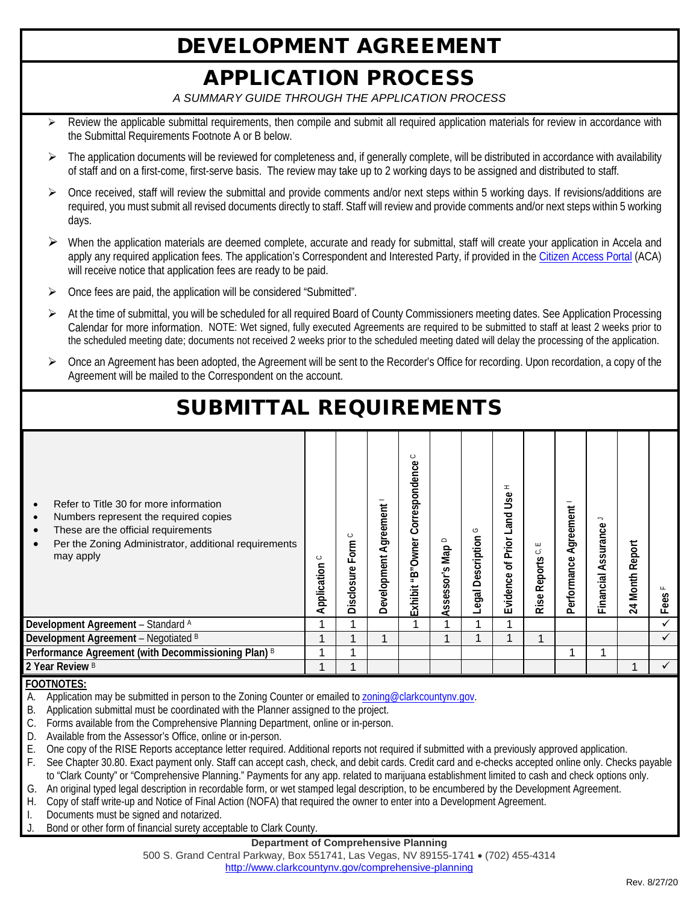# DEVELOPMENT AGREEMENT

## APPLICATION PROCESS

*A SUMMARY GUIDE THROUGH THE APPLICATION PROCESS*

- Review the applicable submittal requirements, then compile and submit all required application materials for review in accordance with the Submittal Requirements Footnote A or B below.
- The application documents will be reviewed for completeness and, if generally complete, will be distributed in accordance with availability of staff and on a first-come, first-serve basis. The review may take up to 2 working days to be assigned and distributed to staff.
- Once received, staff will review the submittal and provide comments and/or next steps within 5 working days. If revisions/additions are required, you must submit all revised documents directly to staff. Staff will review and provide comments and/or next steps within 5 working days.
- When the application materials are deemed complete, accurate and ready for submittal, staff will create your application in Accela and apply any required application fees. The application's Correspondent and Interested Party, if provided in the Citizen Access Portal (ACA) will receive notice that application fees are ready to be paid.
- Once fees are paid, the application will be considered "Submitted".
- At the time of submittal, you will be scheduled for all required Board of County Commissioners meeting dates. See Application Processing Calendar for more information. NOTE: Wet signed, fully executed Agreements are required to be submitted to staff at least 2 weeks prior to the scheduled meeting date; documents not received 2 weeks prior to the scheduled meeting dated will delay the processing of the application.
- Once an Agreement has been adopted, the Agreement will be sent to the Recorder's Office for recording. Upon recordation, a copy of the Agreement will be mailed to the Correspondent on the account.

## SUBMITTAL REQUIREMENTS

- Refer to Title 30 for more information
- Numbers represent the required copies
- These are the official requirements
- Per the Zoning Administrator, additional requirements may apply

| | Application [C] | Disclosure Form [C] | Development Agreement [I] | Exhibit "B"Owner Correspondence [C] | Assessor's Map [D] | Legal Description [G] | Evidence of Prior Land Use [H] | Rise Reports [C, E] | Performance Agreement [I] | Financial Assurance [J] | 24 Month Report | Fees [F] |
|---|---|---|---|---|---|---|---|---|---|---|---|---|
| **Development Agreement** – Standard [A] | 1 | 1 | | 1 | 1 | 1 | 1 | | | | | ✓ |
| **Development Agreement** – Negotiated [B] | 1 | 1 | 1 | | 1 | 1 | 1 | 1 | | | | ✓ |
| **Performance Agreement (with Decommissioning Plan)** [B] | 1 | 1 | | | | | | | 1 | 1 | | |
| **2 Year Review** [B] | 1 | 1 | | | | | | | | | 1 | ✓ |

**FOOTNOTES:**

A. Application may be submitted in person to the Zoning Counter or emailed to zoning@clarkcountynv.gov.
B. Application submittal must be coordinated with the Planner assigned to the project.
C. Forms available from the Comprehensive Planning Department, online or in-person.
D. Available from the Assessor's Office, online or in-person.
E. One copy of the RISE Reports acceptance letter required. Additional reports not required if submitted with a previously approved application.
F. See Chapter 30.80. Exact payment only. Staff can accept cash, check, and debit cards. Credit card and e-checks accepted online only. Checks payable to "Clark County" or "Comprehensive Planning." Payments for any app. related to marijuana establishment limited to cash and check options only.
G. An original typed legal description in recordable form, or wet stamped legal description, to be encumbered by the Development Agreement.
H. Copy of staff write-up and Notice of Final Action (NOFA) that required the owner to enter into a Development Agreement.
I. Documents must be signed and notarized.
J. Bond or other form of financial surety acceptable to Clark County.

**Department of Comprehensive Planning**
500 S. Grand Central Parkway, Box 551741, Las Vegas, NV 89155-1741 • (702) 455-4314
http://www.clarkcountynv.gov/comprehensive-planning

Rev. 8/27/20